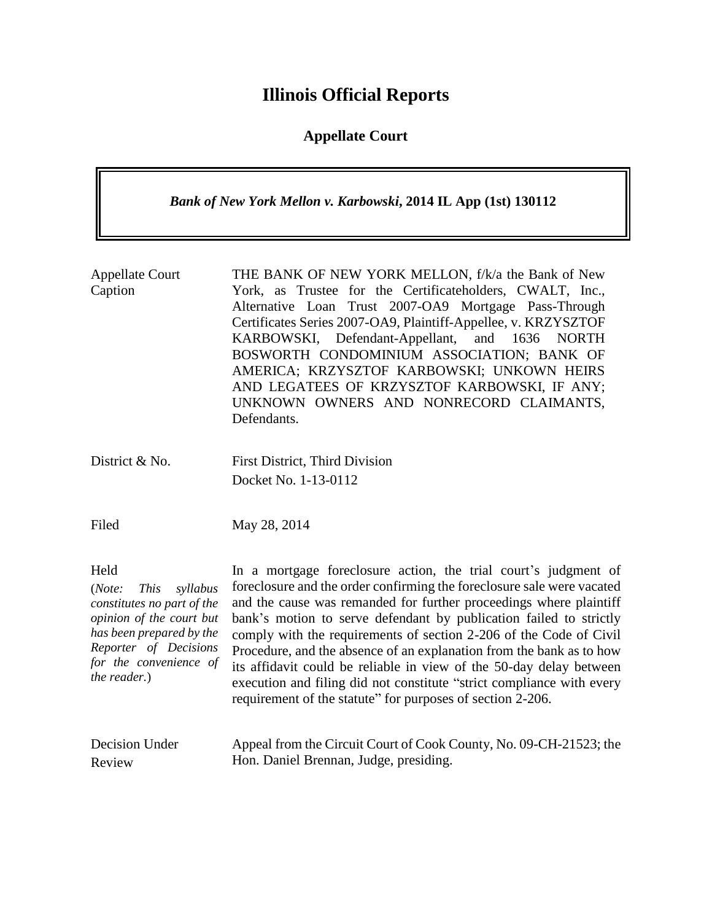# Illinois Official Reports

## Appellate Court

***Bank of New York Mellon v. Karbowski*, 2014 IL App (1st) 130112**

| | |
|---|---|
| Appellate Court Caption | THE BANK OF NEW YORK MELLON, f/k/a the Bank of New York, as Trustee for the Certificateholders, CWALT, Inc., Alternative Loan Trust 2007-OA9 Mortgage Pass-Through Certificates Series 2007-OA9, Plaintiff-Appellee, v. KRZYSZTOF KARBOWSKI, Defendant-Appellant, and 1636 NORTH BOSWORTH CONDOMINIUM ASSOCIATION; BANK OF AMERICA; KRZYSZTOF KARBOWSKI; UNKOWN HEIRS AND LEGATEES OF KRZYSZTOF KARBOWSKI, IF ANY; UNKNOWN OWNERS AND NONRECORD CLAIMANTS, Defendants. |
| District & No. | First District, Third Division<br>Docket No. 1-13-0112 |
| Filed | May 28, 2014 |
| Held<br>(*Note: This syllabus constitutes no part of the opinion of the court but has been prepared by the Reporter of Decisions for the convenience of the reader.*) | In a mortgage foreclosure action, the trial court's judgment of foreclosure and the order confirming the foreclosure sale were vacated and the cause was remanded for further proceedings where plaintiff bank's motion to serve defendant by publication failed to strictly comply with the requirements of section 2-206 of the Code of Civil Procedure, and the absence of an explanation from the bank as to how its affidavit could be reliable in view of the 50-day delay between execution and filing did not constitute "strict compliance with every requirement of the statute" for purposes of section 2-206. |
| Decision Under Review | Appeal from the Circuit Court of Cook County, No. 09-CH-21523; the Hon. Daniel Brennan, Judge, presiding. |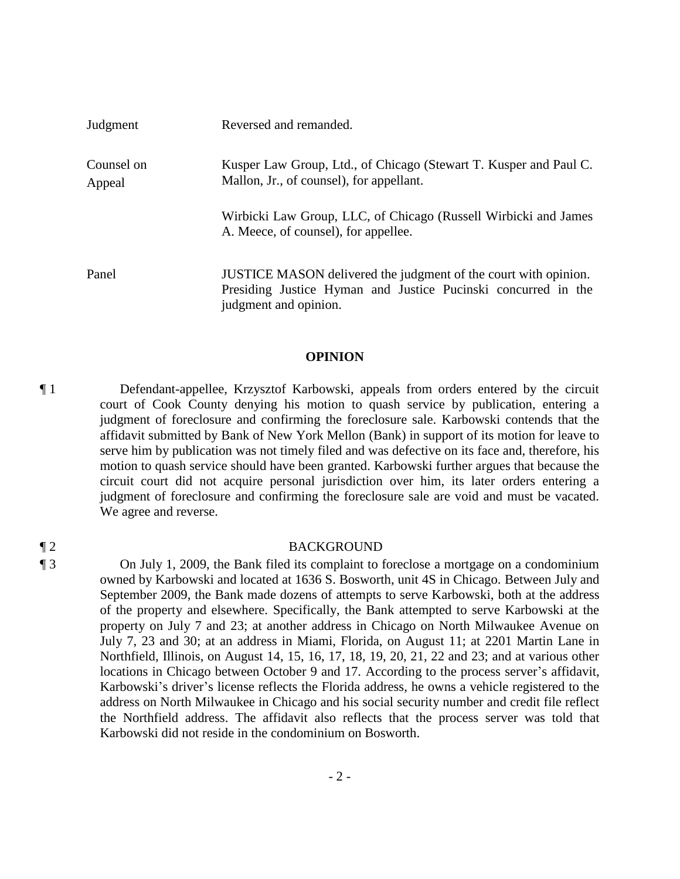| | |
|---|---|
| Judgment | Reversed and remanded. |
| Counsel on Appeal | Kusper Law Group, Ltd., of Chicago (Stewart T. Kusper and Paul C. Mallon, Jr., of counsel), for appellant. |
| | Wirbicki Law Group, LLC, of Chicago (Russell Wirbicki and James A. Meece, of counsel), for appellee. |
| Panel | JUSTICE MASON delivered the judgment of the court with opinion. Presiding Justice Hyman and Justice Pucinski concurred in the judgment and opinion. |

## OPINION

¶ 1 Defendant-appellee, Krzysztof Karbowski, appeals from orders entered by the circuit court of Cook County denying his motion to quash service by publication, entering a judgment of foreclosure and confirming the foreclosure sale. Karbowski contends that the affidavit submitted by Bank of New York Mellon (Bank) in support of its motion for leave to serve him by publication was not timely filed and was defective on its face and, therefore, his motion to quash service should have been granted. Karbowski further argues that because the circuit court did not acquire personal jurisdiction over him, its later orders entering a judgment of foreclosure and confirming the foreclosure sale are void and must be vacated. We agree and reverse.

¶ 2 BACKGROUND

¶ 3 On July 1, 2009, the Bank filed its complaint to foreclose a mortgage on a condominium owned by Karbowski and located at 1636 S. Bosworth, unit 4S in Chicago. Between July and September 2009, the Bank made dozens of attempts to serve Karbowski, both at the address of the property and elsewhere. Specifically, the Bank attempted to serve Karbowski at the property on July 7 and 23; at another address in Chicago on North Milwaukee Avenue on July 7, 23 and 30; at an address in Miami, Florida, on August 11; at 2201 Martin Lane in Northfield, Illinois, on August 14, 15, 16, 17, 18, 19, 20, 21, 22 and 23; and at various other locations in Chicago between October 9 and 17. According to the process server's affidavit, Karbowski's driver's license reflects the Florida address, he owns a vehicle registered to the address on North Milwaukee in Chicago and his social security number and credit file reflect the Northfield address. The affidavit also reflects that the process server was told that Karbowski did not reside in the condominium on Bosworth.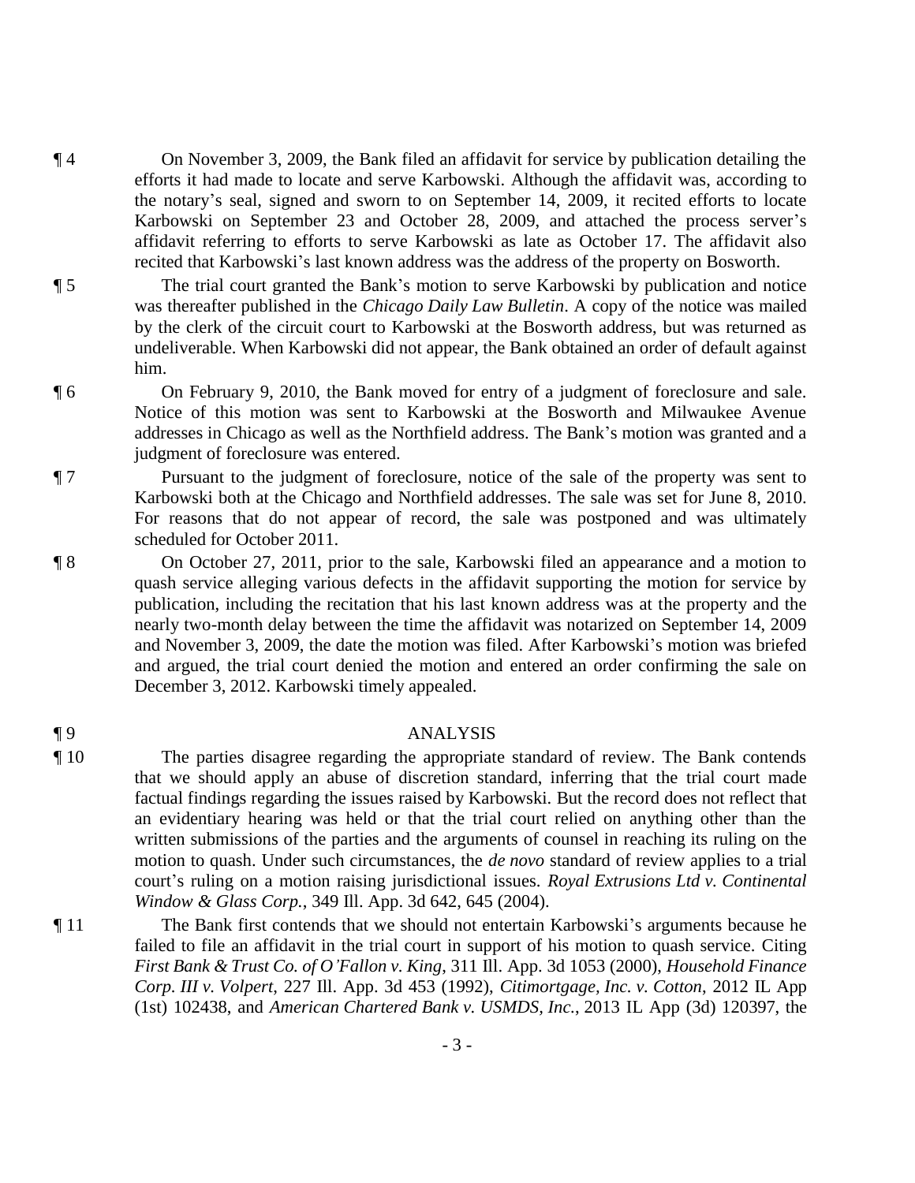¶ 4 On November 3, 2009, the Bank filed an affidavit for service by publication detailing the efforts it had made to locate and serve Karbowski. Although the affidavit was, according to the notary's seal, signed and sworn to on September 14, 2009, it recited efforts to locate Karbowski on September 23 and October 28, 2009, and attached the process server's affidavit referring to efforts to serve Karbowski as late as October 17. The affidavit also recited that Karbowski's last known address was the address of the property on Bosworth.

¶ 5 The trial court granted the Bank's motion to serve Karbowski by publication and notice was thereafter published in the *Chicago Daily Law Bulletin*. A copy of the notice was mailed by the clerk of the circuit court to Karbowski at the Bosworth address, but was returned as undeliverable. When Karbowski did not appear, the Bank obtained an order of default against him.

¶ 6 On February 9, 2010, the Bank moved for entry of a judgment of foreclosure and sale. Notice of this motion was sent to Karbowski at the Bosworth and Milwaukee Avenue addresses in Chicago as well as the Northfield address. The Bank's motion was granted and a judgment of foreclosure was entered.

¶ 7 Pursuant to the judgment of foreclosure, notice of the sale of the property was sent to Karbowski both at the Chicago and Northfield addresses. The sale was set for June 8, 2010. For reasons that do not appear of record, the sale was postponed and was ultimately scheduled for October 2011.

¶ 8 On October 27, 2011, prior to the sale, Karbowski filed an appearance and a motion to quash service alleging various defects in the affidavit supporting the motion for service by publication, including the recitation that his last known address was at the property and the nearly two-month delay between the time the affidavit was notarized on September 14, 2009 and November 3, 2009, the date the motion was filed. After Karbowski's motion was briefed and argued, the trial court denied the motion and entered an order confirming the sale on December 3, 2012. Karbowski timely appealed.

¶ 9 ANALYSIS

¶ 10 The parties disagree regarding the appropriate standard of review. The Bank contends that we should apply an abuse of discretion standard, inferring that the trial court made factual findings regarding the issues raised by Karbowski. But the record does not reflect that an evidentiary hearing was held or that the trial court relied on anything other than the written submissions of the parties and the arguments of counsel in reaching its ruling on the motion to quash. Under such circumstances, the *de novo* standard of review applies to a trial court's ruling on a motion raising jurisdictional issues. *Royal Extrusions Ltd v. Continental Window & Glass Corp.*, 349 Ill. App. 3d 642, 645 (2004).

¶ 11 The Bank first contends that we should not entertain Karbowski's arguments because he failed to file an affidavit in the trial court in support of his motion to quash service. Citing *First Bank & Trust Co. of O'Fallon v. King*, 311 Ill. App. 3d 1053 (2000), *Household Finance Corp. III v. Volpert*, 227 Ill. App. 3d 453 (1992), *Citimortgage, Inc. v. Cotton*, 2012 IL App (1st) 102438, and *American Chartered Bank v. USMDS, Inc.*, 2013 IL App (3d) 120397, the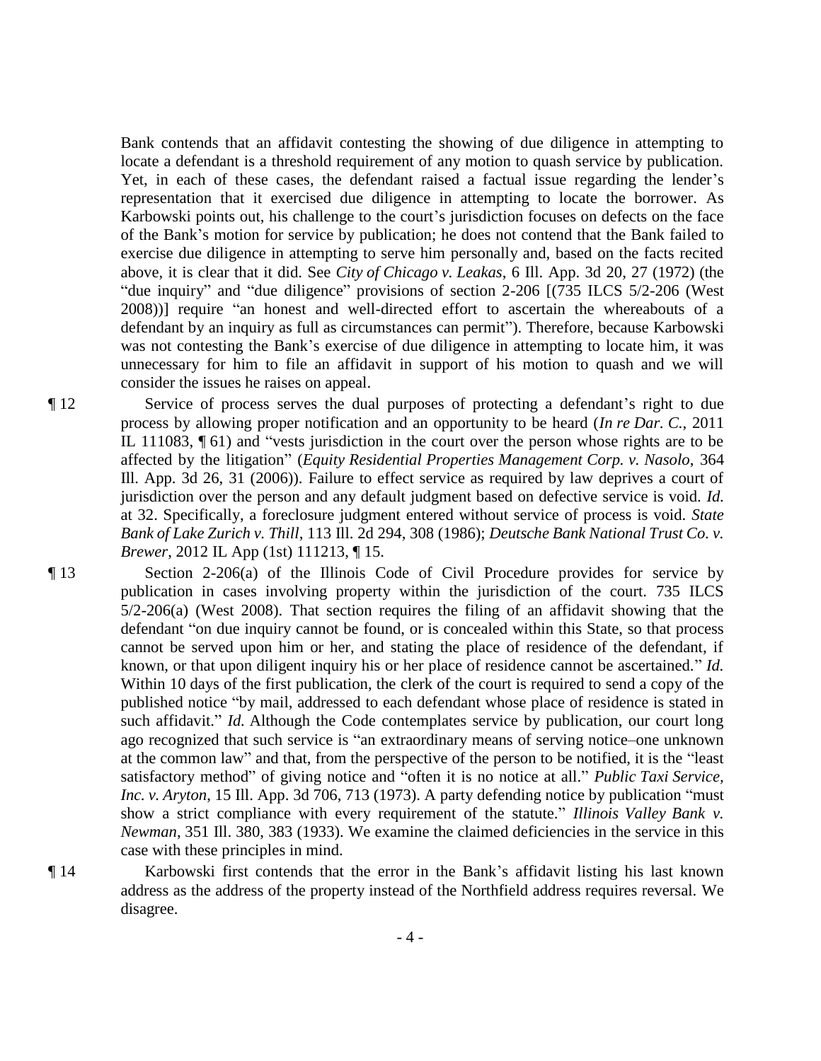Bank contends that an affidavit contesting the showing of due diligence in attempting to locate a defendant is a threshold requirement of any motion to quash service by publication. Yet, in each of these cases, the defendant raised a factual issue regarding the lender's representation that it exercised due diligence in attempting to locate the borrower. As Karbowski points out, his challenge to the court's jurisdiction focuses on defects on the face of the Bank's motion for service by publication; he does not contend that the Bank failed to exercise due diligence in attempting to serve him personally and, based on the facts recited above, it is clear that it did. See *City of Chicago v. Leakas*, 6 Ill. App. 3d 20, 27 (1972) (the "due inquiry" and "due diligence" provisions of section 2-206 [(735 ILCS 5/2-206 (West 2008))] require "an honest and well-directed effort to ascertain the whereabouts of a defendant by an inquiry as full as circumstances can permit"). Therefore, because Karbowski was not contesting the Bank's exercise of due diligence in attempting to locate him, it was unnecessary for him to file an affidavit in support of his motion to quash and we will consider the issues he raises on appeal.

¶ 12 Service of process serves the dual purposes of protecting a defendant's right to due process by allowing proper notification and an opportunity to be heard (*In re Dar. C.*, 2011 IL 111083, ¶ 61) and "vests jurisdiction in the court over the person whose rights are to be affected by the litigation" (*Equity Residential Properties Management Corp. v. Nasolo*, 364 Ill. App. 3d 26, 31 (2006)). Failure to effect service as required by law deprives a court of jurisdiction over the person and any default judgment based on defective service is void. *Id.* at 32. Specifically, a foreclosure judgment entered without service of process is void. *State Bank of Lake Zurich v. Thill*, 113 Ill. 2d 294, 308 (1986); *Deutsche Bank National Trust Co. v. Brewer*, 2012 IL App (1st) 111213, ¶ 15.

¶ 13 Section 2-206(a) of the Illinois Code of Civil Procedure provides for service by publication in cases involving property within the jurisdiction of the court. 735 ILCS 5/2-206(a) (West 2008). That section requires the filing of an affidavit showing that the defendant "on due inquiry cannot be found, or is concealed within this State, so that process cannot be served upon him or her, and stating the place of residence of the defendant, if known, or that upon diligent inquiry his or her place of residence cannot be ascertained." *Id.* Within 10 days of the first publication, the clerk of the court is required to send a copy of the published notice "by mail, addressed to each defendant whose place of residence is stated in such affidavit." *Id.* Although the Code contemplates service by publication, our court long ago recognized that such service is "an extraordinary means of serving notice–one unknown at the common law" and that, from the perspective of the person to be notified, it is the "least satisfactory method" of giving notice and "often it is no notice at all." *Public Taxi Service, Inc. v. Aryton*, 15 Ill. App. 3d 706, 713 (1973). A party defending notice by publication "must show a strict compliance with every requirement of the statute." *Illinois Valley Bank v. Newman*, 351 Ill. 380, 383 (1933). We examine the claimed deficiencies in the service in this case with these principles in mind.

¶ 14 Karbowski first contends that the error in the Bank's affidavit listing his last known address as the address of the property instead of the Northfield address requires reversal. We disagree.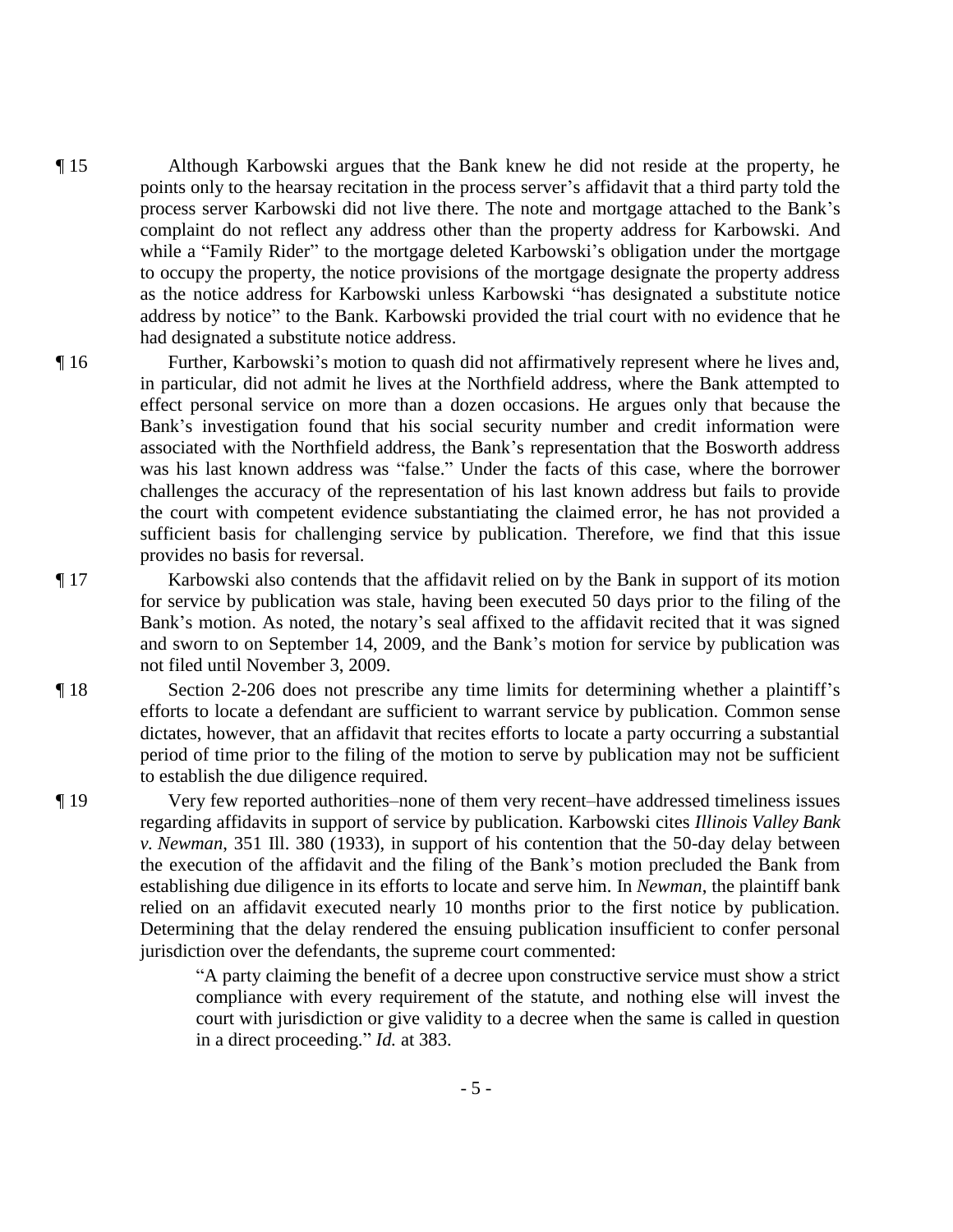¶ 15 Although Karbowski argues that the Bank knew he did not reside at the property, he points only to the hearsay recitation in the process server's affidavit that a third party told the process server Karbowski did not live there. The note and mortgage attached to the Bank's complaint do not reflect any address other than the property address for Karbowski. And while a "Family Rider" to the mortgage deleted Karbowski's obligation under the mortgage to occupy the property, the notice provisions of the mortgage designate the property address as the notice address for Karbowski unless Karbowski "has designated a substitute notice address by notice" to the Bank. Karbowski provided the trial court with no evidence that he had designated a substitute notice address.

¶ 16 Further, Karbowski's motion to quash did not affirmatively represent where he lives and, in particular, did not admit he lives at the Northfield address, where the Bank attempted to effect personal service on more than a dozen occasions. He argues only that because the Bank's investigation found that his social security number and credit information were associated with the Northfield address, the Bank's representation that the Bosworth address was his last known address was "false." Under the facts of this case, where the borrower challenges the accuracy of the representation of his last known address but fails to provide the court with competent evidence substantiating the claimed error, he has not provided a sufficient basis for challenging service by publication. Therefore, we find that this issue provides no basis for reversal.

¶ 17 Karbowski also contends that the affidavit relied on by the Bank in support of its motion for service by publication was stale, having been executed 50 days prior to the filing of the Bank's motion. As noted, the notary's seal affixed to the affidavit recited that it was signed and sworn to on September 14, 2009, and the Bank's motion for service by publication was not filed until November 3, 2009.

¶ 18 Section 2-206 does not prescribe any time limits for determining whether a plaintiff's efforts to locate a defendant are sufficient to warrant service by publication. Common sense dictates, however, that an affidavit that recites efforts to locate a party occurring a substantial period of time prior to the filing of the motion to serve by publication may not be sufficient to establish the due diligence required.

¶ 19 Very few reported authorities–none of them very recent–have addressed timeliness issues regarding affidavits in support of service by publication. Karbowski cites *Illinois Valley Bank v. Newman*, 351 Ill. 380 (1933), in support of his contention that the 50-day delay between the execution of the affidavit and the filing of the Bank's motion precluded the Bank from establishing due diligence in its efforts to locate and serve him. In *Newman*, the plaintiff bank relied on an affidavit executed nearly 10 months prior to the first notice by publication. Determining that the delay rendered the ensuing publication insufficient to confer personal jurisdiction over the defendants, the supreme court commented:

> "A party claiming the benefit of a decree upon constructive service must show a strict compliance with every requirement of the statute, and nothing else will invest the court with jurisdiction or give validity to a decree when the same is called in question in a direct proceeding." *Id.* at 383.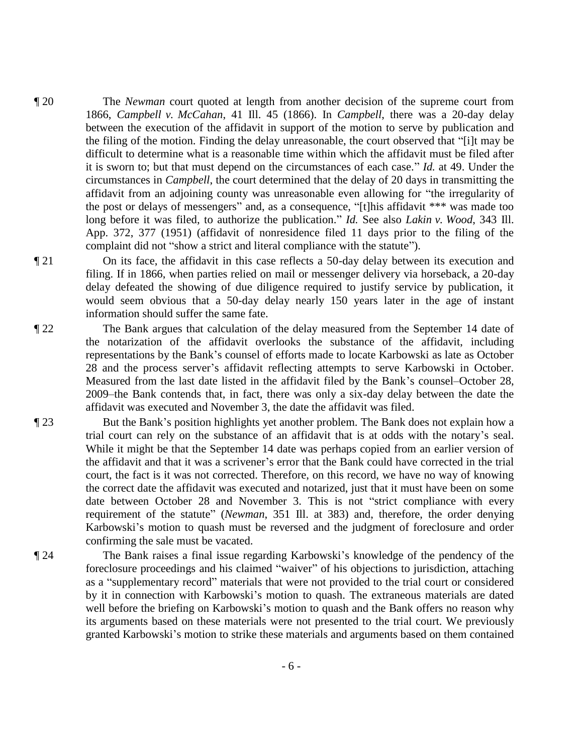¶ 20 The *Newman* court quoted at length from another decision of the supreme court from 1866, *Campbell v. McCahan*, 41 Ill. 45 (1866). In *Campbell*, there was a 20-day delay between the execution of the affidavit in support of the motion to serve by publication and the filing of the motion. Finding the delay unreasonable, the court observed that "[i]t may be difficult to determine what is a reasonable time within which the affidavit must be filed after it is sworn to; but that must depend on the circumstances of each case." *Id.* at 49. Under the circumstances in *Campbell*, the court determined that the delay of 20 days in transmitting the affidavit from an adjoining county was unreasonable even allowing for "the irregularity of the post or delays of messengers" and, as a consequence, "[t]his affidavit *** was made too long before it was filed, to authorize the publication." *Id.* See also *Lakin v. Wood*, 343 Ill. App. 372, 377 (1951) (affidavit of nonresidence filed 11 days prior to the filing of the complaint did not "show a strict and literal compliance with the statute").

¶ 21 On its face, the affidavit in this case reflects a 50-day delay between its execution and filing. If in 1866, when parties relied on mail or messenger delivery via horseback, a 20-day delay defeated the showing of due diligence required to justify service by publication, it would seem obvious that a 50-day delay nearly 150 years later in the age of instant information should suffer the same fate.

¶ 22 The Bank argues that calculation of the delay measured from the September 14 date of the notarization of the affidavit overlooks the substance of the affidavit, including representations by the Bank's counsel of efforts made to locate Karbowski as late as October 28 and the process server's affidavit reflecting attempts to serve Karbowski in October. Measured from the last date listed in the affidavit filed by the Bank's counsel–October 28, 2009–the Bank contends that, in fact, there was only a six-day delay between the date the affidavit was executed and November 3, the date the affidavit was filed.

¶ 23 But the Bank's position highlights yet another problem. The Bank does not explain how a trial court can rely on the substance of an affidavit that is at odds with the notary's seal. While it might be that the September 14 date was perhaps copied from an earlier version of the affidavit and that it was a scrivener's error that the Bank could have corrected in the trial court, the fact is it was not corrected. Therefore, on this record, we have no way of knowing the correct date the affidavit was executed and notarized, just that it must have been on some date between October 28 and November 3. This is not "strict compliance with every requirement of the statute" (*Newman*, 351 Ill. at 383) and, therefore, the order denying Karbowski's motion to quash must be reversed and the judgment of foreclosure and order confirming the sale must be vacated.

¶ 24 The Bank raises a final issue regarding Karbowski's knowledge of the pendency of the foreclosure proceedings and his claimed "waiver" of his objections to jurisdiction, attaching as a "supplementary record" materials that were not provided to the trial court or considered by it in connection with Karbowski's motion to quash. The extraneous materials are dated well before the briefing on Karbowski's motion to quash and the Bank offers no reason why its arguments based on these materials were not presented to the trial court. We previously granted Karbowski's motion to strike these materials and arguments based on them contained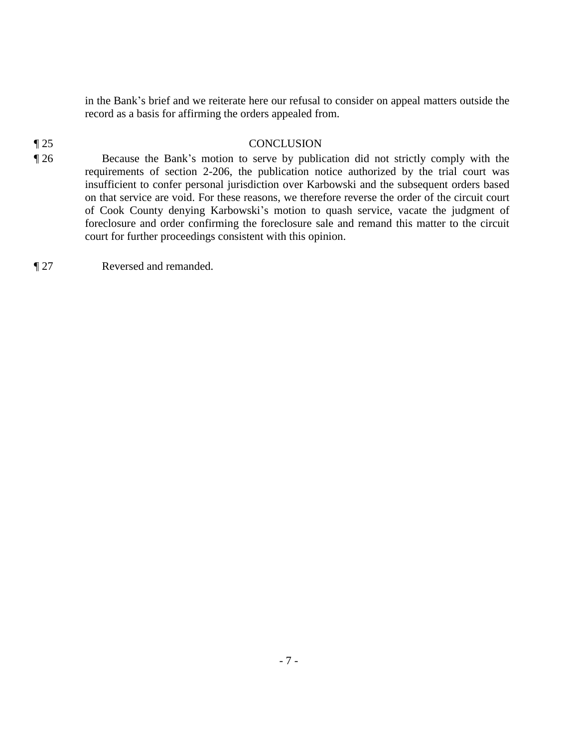in the Bank's brief and we reiterate here our refusal to consider on appeal matters outside the record as a basis for affirming the orders appealed from.

¶ 25 CONCLUSION

¶ 26 Because the Bank's motion to serve by publication did not strictly comply with the requirements of section 2-206, the publication notice authorized by the trial court was insufficient to confer personal jurisdiction over Karbowski and the subsequent orders based on that service are void. For these reasons, we therefore reverse the order of the circuit court of Cook County denying Karbowski's motion to quash service, vacate the judgment of foreclosure and order confirming the foreclosure sale and remand this matter to the circuit court for further proceedings consistent with this opinion.

¶ 27 Reversed and remanded.